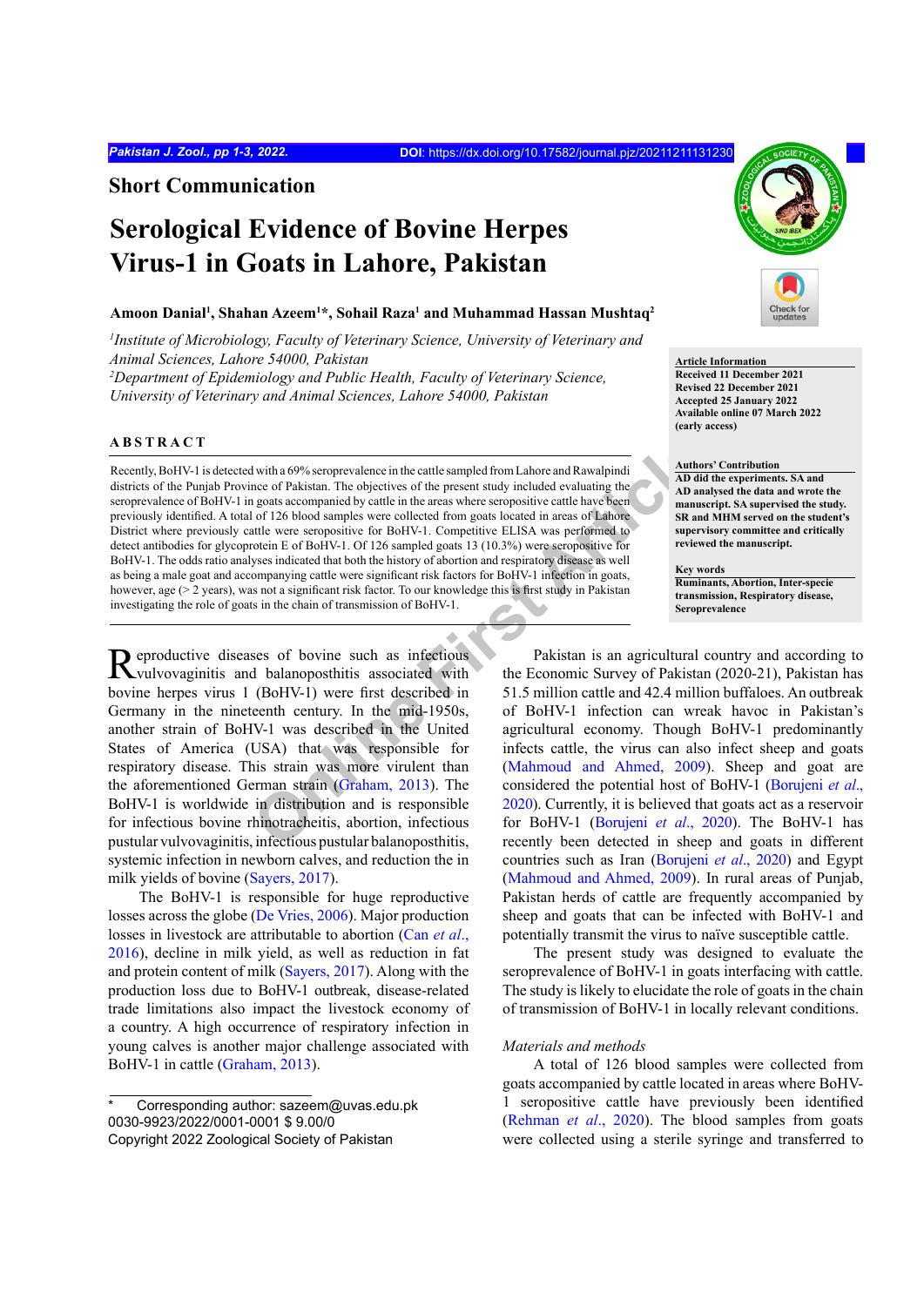## Short Communication

# Serological Evidence of Bovine Herpes Virus-1 in Goats in Lahore, Pakistan

**Amoon Danial[1], Shahan Azeem[1]*, Sohail Raza[1] and Muhammad Hassan Mushtaq[2]**

*[1]Institute of Microbiology, Faculty of Veterinary Science, University of Veterinary and Animal Sciences, Lahore 54000, Pakistan*
*[2]Department of Epidemiology and Public Health, Faculty of Veterinary Science, University of Veterinary and Animal Sciences, Lahore 54000, Pakistan*

**Article Information**
Received 11 December 2021
Revised 22 December 2021
Accepted 25 January 2022
Available online 07 March 2022
(early access)

**Authors' Contribution**
AD did the experiments. SA and AD analysed the data and wrote the manuscript. SA supervised the study. SR and MHM served on the student's supervisory committee and critically reviewed the manuscript.

**Key words**
Ruminants, Abortion, Inter-specie transmission, Respiratory disease, Seroprevalence

## ABSTRACT

Recently, BoHV-1 is detected with a 69% seroprevalence in the cattle sampled from Lahore and Rawalpindi districts of the Punjab Province of Pakistan. The objectives of the present study included evaluating the seroprevalence of BoHV-1 in goats accompanied by cattle in the areas where seropositive cattle have been previously identified. A total of 126 blood samples were collected from goats located in areas of Lahore District where previously cattle were seropositive for BoHV-1. Competitive ELISA was performed to detect antibodies for glycoprotein E of BoHV-1. Of 126 sampled goats 13 (10.3%) were seropositive for BoHV-1. The odds ratio analyses indicated that both the history of abortion and respiratory disease as well as being a male goat and accompanying cattle were significant risk factors for BoHV-1 infection in goats, however, age (> 2 years), was not a significant risk factor. To our knowledge this is first study in Pakistan investigating the role of goats in the chain of transmission of BoHV-1.

Reproductive diseases of bovine such as infectious vulvovaginitis and balanoposthitis associated with bovine herpes virus 1 (BoHV-1) were first described in Germany in the nineteenth century. In the mid-1950s, another strain of BoHV-1 was described in the United States of America (USA) that was responsible for respiratory disease. This strain was more virulent than the aforementioned German strain (Graham, 2013). The BoHV-1 is worldwide in distribution and is responsible for infectious bovine rhinotracheitis, abortion, infectious pustular vulvovaginitis, infectious pustular balanoposthitis, systemic infection in newborn calves, and reduction the in milk yields of bovine (Sayers, 2017).

The BoHV-1 is responsible for huge reproductive losses across the globe (De Vries, 2006). Major production losses in livestock are attributable to abortion (Can *et al*., 2016), decline in milk yield, as well as reduction in fat and protein content of milk (Sayers, 2017). Along with the production loss due to BoHV-1 outbreak, disease-related trade limitations also impact the livestock economy of a country. A high occurrence of respiratory infection in young calves is another major challenge associated with BoHV-1 in cattle (Graham, 2013).

Pakistan is an agricultural country and according to the Economic Survey of Pakistan (2020-21), Pakistan has 51.5 million cattle and 42.4 million buffaloes. An outbreak of BoHV-1 infection can wreak havoc in Pakistan's agricultural economy. Though BoHV-1 predominantly infects cattle, the virus can also infect sheep and goats (Mahmoud and Ahmed, 2009). Sheep and goat are considered the potential host of BoHV-1 (Borujeni *et al*., 2020). Currently, it is believed that goats act as a reservoir for BoHV-1 (Borujeni *et al*., 2020). The BoHV-1 has recently been detected in sheep and goats in different countries such as Iran (Borujeni *et al*., 2020) and Egypt (Mahmoud and Ahmed, 2009). In rural areas of Punjab, Pakistan herds of cattle are frequently accompanied by sheep and goats that can be infected with BoHV-1 and potentially transmit the virus to naïve susceptible cattle.

The present study was designed to evaluate the seroprevalence of BoHV-1 in goats interfacing with cattle. The study is likely to elucidate the role of goats in the chain of transmission of BoHV-1 in locally relevant conditions.

### *Materials and methods*

A total of 126 blood samples were collected from goats accompanied by cattle located in areas where BoHV-1 seropositive cattle have previously been identified (Rehman *et al*., 2020). The blood samples from goats were collected using a sterile syringe and transferred to

\* Corresponding author: sazeem@uvas.edu.pk
0030-9923/2022/0001-0001 $ 9.00/0
Copyright 2022 Zoological Society of Pakistan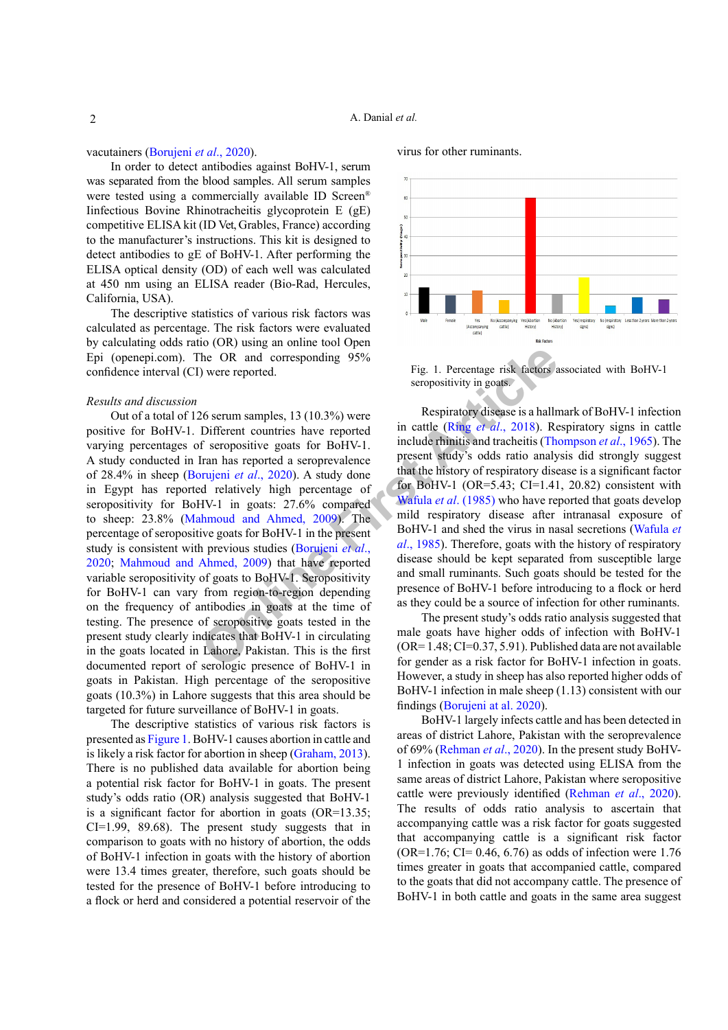vacutainers (Borujeni *et al*., 2020).

In order to detect antibodies against BoHV-1, serum was separated from the blood samples. All serum samples were tested using a commercially available ID Screen® Iinfectious Bovine Rhinotracheitis glycoprotein E (gE) competitive ELISA kit (ID Vet, Grables, France) according to the manufacturer's instructions. This kit is designed to detect antibodies to gE of BoHV-1. After performing the ELISA optical density (OD) of each well was calculated at 450 nm using an ELISA reader (Bio-Rad, Hercules, California, USA).

The descriptive statistics of various risk factors was calculated as percentage. The risk factors were evaluated by calculating odds ratio (OR) using an online tool Open Epi (openepi.com). The OR and corresponding 95% confidence interval (CI) were reported.

*Results and discussion*

Out of a total of 126 serum samples, 13 (10.3%) were positive for BoHV-1. Different countries have reported varying percentages of seropositive goats for BoHV-1. A study conducted in Iran has reported a seroprevalence of 28.4% in sheep (Borujeni *et al*., 2020). A study done in Egypt has reported relatively high percentage of seropositivity for BoHV-1 in goats: 27.6% compared to sheep: 23.8% (Mahmoud and Ahmed, 2009). The percentage of seropositive goats for BoHV-1 in the present study is consistent with previous studies (Borujeni *et al*., 2020; Mahmoud and Ahmed, 2009) that have reported variable seropositivity of goats to BoHV-1. Seropositivity for BoHV-1 can vary from region-to-region depending on the frequency of antibodies in goats at the time of testing. The presence of seropositive goats tested in the present study clearly indicates that BoHV-1 in circulating in the goats located in Lahore, Pakistan. This is the first documented report of serologic presence of BoHV-1 in goats in Pakistan. High percentage of the seropositive goats (10.3%) in Lahore suggests that this area should be targeted for future surveillance of BoHV-1 in goats.

The descriptive statistics of various risk factors is presented as Figure 1. BoHV-1 causes abortion in cattle and is likely a risk factor for abortion in sheep (Graham, 2013). There is no published data available for abortion being a potential risk factor for BoHV-1 in goats. The present study's odds ratio (OR) analysis suggested that BoHV-1 is a significant factor for abortion in goats (OR=13.35; CI=1.99, 89.68). The present study suggests that in comparison to goats with no history of abortion, the odds of BoHV-1 infection in goats with the history of abortion were 13.4 times greater, therefore, such goats should be tested for the presence of BoHV-1 before introducing to a flock or herd and considered a potential reservoir of the virus for other ruminants.

Fig. 1. Percentage risk factors associated with BoHV-1 seropositivity in goats.

Respiratory disease is a hallmark of BoHV-1 infection in cattle (Ring *et al*., 2018). Respiratory signs in cattle include rhinitis and tracheitis (Thompson *et al*., 1965). The present study's odds ratio analysis did strongly suggest that the history of respiratory disease is a significant factor for BoHV-1 (OR=5.43; CI=1.41, 20.82) consistent with Wafula *et al*. (1985) who have reported that goats develop mild respiratory disease after intranasal exposure of BoHV-1 and shed the virus in nasal secretions (Wafula *et al*., 1985). Therefore, goats with the history of respiratory disease should be kept separated from susceptible large and small ruminants. Such goats should be tested for the presence of BoHV-1 before introducing to a flock or herd as they could be a source of infection for other ruminants.

The present study's odds ratio analysis suggested that male goats have higher odds of infection with BoHV-1 (OR= 1.48; CI=0.37, 5.91). Published data are not available for gender as a risk factor for BoHV-1 infection in goats. However, a study in sheep has also reported higher odds of BoHV-1 infection in male sheep (1.13) consistent with our findings (Borujeni at al. 2020).

BoHV-1 largely infects cattle and has been detected in areas of district Lahore, Pakistan with the seroprevalence of 69% (Rehman *et al*., 2020). In the present study BoHV-1 infection in goats was detected using ELISA from the same areas of district Lahore, Pakistan where seropositive cattle were previously identified (Rehman *et al*., 2020). The results of odds ratio analysis to ascertain that accompanying cattle was a risk factor for goats suggested that accompanying cattle is a significant risk factor (OR=1.76; CI= 0.46, 6.76) as odds of infection were 1.76 times greater in goats that accompanied cattle, compared to the goats that did not accompany cattle. The presence of BoHV-1 in both cattle and goats in the same area suggest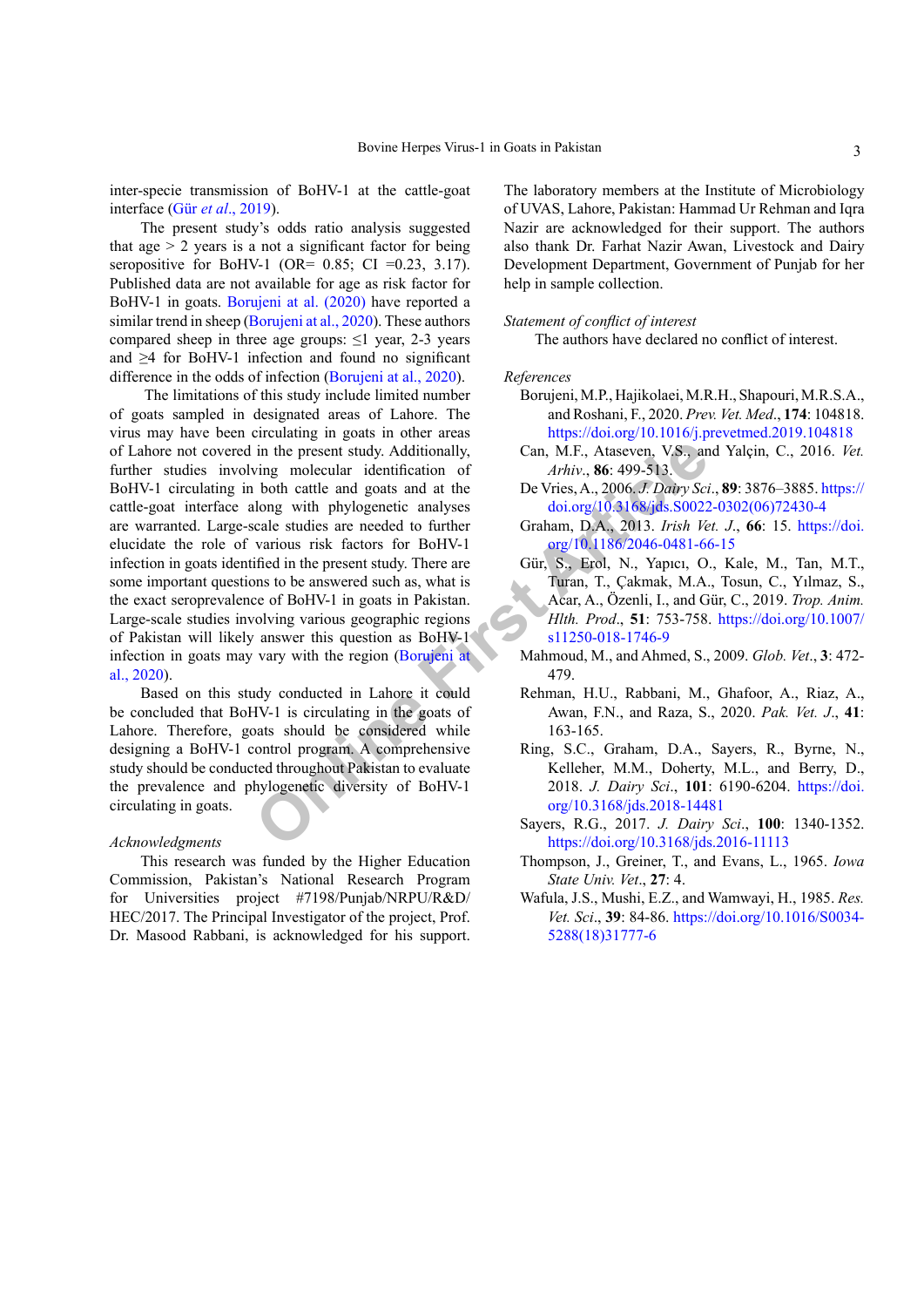inter-specie transmission of BoHV-1 at the cattle-goat interface (Gür *et al*., 2019).

The present study's odds ratio analysis suggested that age > 2 years is a not a significant factor for being seropositive for BoHV-1 (OR= 0.85; CI =0.23, 3.17). Published data are not available for age as risk factor for BoHV-1 in goats. Borujeni at al. (2020) have reported a similar trend in sheep (Borujeni at al., 2020). These authors compared sheep in three age groups: ≤1 year, 2-3 years and ≥4 for BoHV-1 infection and found no significant difference in the odds of infection (Borujeni at al., 2020).

The limitations of this study include limited number of goats sampled in designated areas of Lahore. The virus may have been circulating in goats in other areas of Lahore not covered in the present study. Additionally, further studies involving molecular identification of BoHV-1 circulating in both cattle and goats and at the cattle-goat interface along with phylogenetic analyses are warranted. Large-scale studies are needed to further elucidate the role of various risk factors for BoHV-1 infection in goats identified in the present study. There are some important questions to be answered such as, what is the exact seroprevalence of BoHV-1 in goats in Pakistan. Large-scale studies involving various geographic regions of Pakistan will likely answer this question as BoHV-1 infection in goats may vary with the region (Borujeni at al., 2020).

Based on this study conducted in Lahore it could be concluded that BoHV-1 is circulating in the goats of Lahore. Therefore, goats should be considered while designing a BoHV-1 control program. A comprehensive study should be conducted throughout Pakistan to evaluate the prevalence and phylogenetic diversity of BoHV-1 circulating in goats.

### *Acknowledgments*

This research was funded by the Higher Education Commission, Pakistan's National Research Program for Universities project #7198/Punjab/NRPU/R&D/HEC/2017. The Principal Investigator of the project, Prof. Dr. Masood Rabbani, is acknowledged for his support. The laboratory members at the Institute of Microbiology of UVAS, Lahore, Pakistan: Hammad Ur Rehman and Iqra Nazir are acknowledged for their support. The authors also thank Dr. Farhat Nazir Awan, Livestock and Dairy Development Department, Government of Punjab for her help in sample collection.

### *Statement of conflict of interest*

The authors have declared no conflict of interest.

### *References*

Borujeni, M.P., Hajikolaei, M.R.H., Shapouri, M.R.S.A., and Roshani, F., 2020. *Prev. Vet. Med*., **174**: 104818. https://doi.org/10.1016/j.prevetmed.2019.104818

Can, M.F., Ataseven, V.S., and Yalçin, C., 2016. *Vet. Arhiv*., **86**: 499-513.

De Vries, A., 2006. *J. Dairy Sci*., **89**: 3876–3885. https://doi.org/10.3168/jds.S0022-0302(06)72430-4

Graham, D.A., 2013. *Irish Vet. J*., **66**: 15. https://doi.org/10.1186/2046-0481-66-15

Gür, S., Erol, N., Yapıcı, O., Kale, M., Tan, M.T., Turan, T., Çakmak, M.A., Tosun, C., Yılmaz, S., Acar, A., Özenli, I., and Gür, C., 2019. *Trop. Anim. Hlth. Prod*., **51**: 753-758. https://doi.org/10.1007/s11250-018-1746-9

Mahmoud, M., and Ahmed, S., 2009. *Glob. Vet*., **3**: 472-479.

Rehman, H.U., Rabbani, M., Ghafoor, A., Riaz, A., Awan, F.N., and Raza, S., 2020. *Pak. Vet. J*., **41**: 163-165.

Ring, S.C., Graham, D.A., Sayers, R., Byrne, N., Kelleher, M.M., Doherty, M.L., and Berry, D., 2018. *J. Dairy Sci*., **101**: 6190-6204. https://doi.org/10.3168/jds.2018-14481

Sayers, R.G., 2017. *J. Dairy Sci*., **100**: 1340-1352. https://doi.org/10.3168/jds.2016-11113

Thompson, J., Greiner, T., and Evans, L., 1965. *Iowa State Univ. Vet*., **27**: 4.

Wafula, J.S., Mushi, E.Z., and Wamwayi, H., 1985. *Res. Vet. Sci*., **39**: 84-86. https://doi.org/10.1016/S0034-5288(18)31777-6